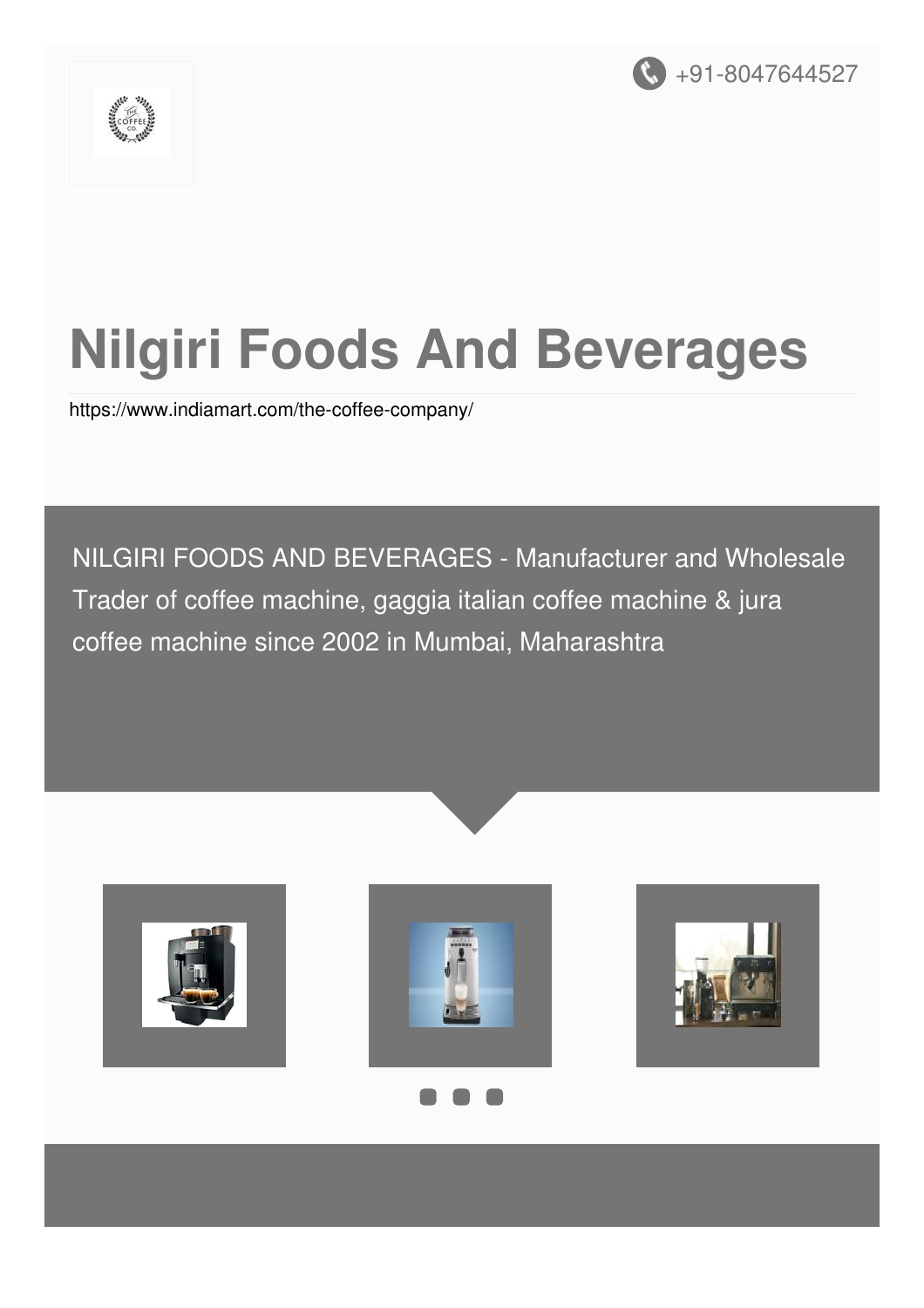+91-8047644527

# Nilgiri Foods And Beverages

https://www.indiamart.com/the-coffee-company/

NILGIRI FOODS AND BEVERAGES - Manufacturer and Wholesale Trader of coffee machine, gaggia italian coffee machine & jura coffee machine since 2002 in Mumbai, Maharashtra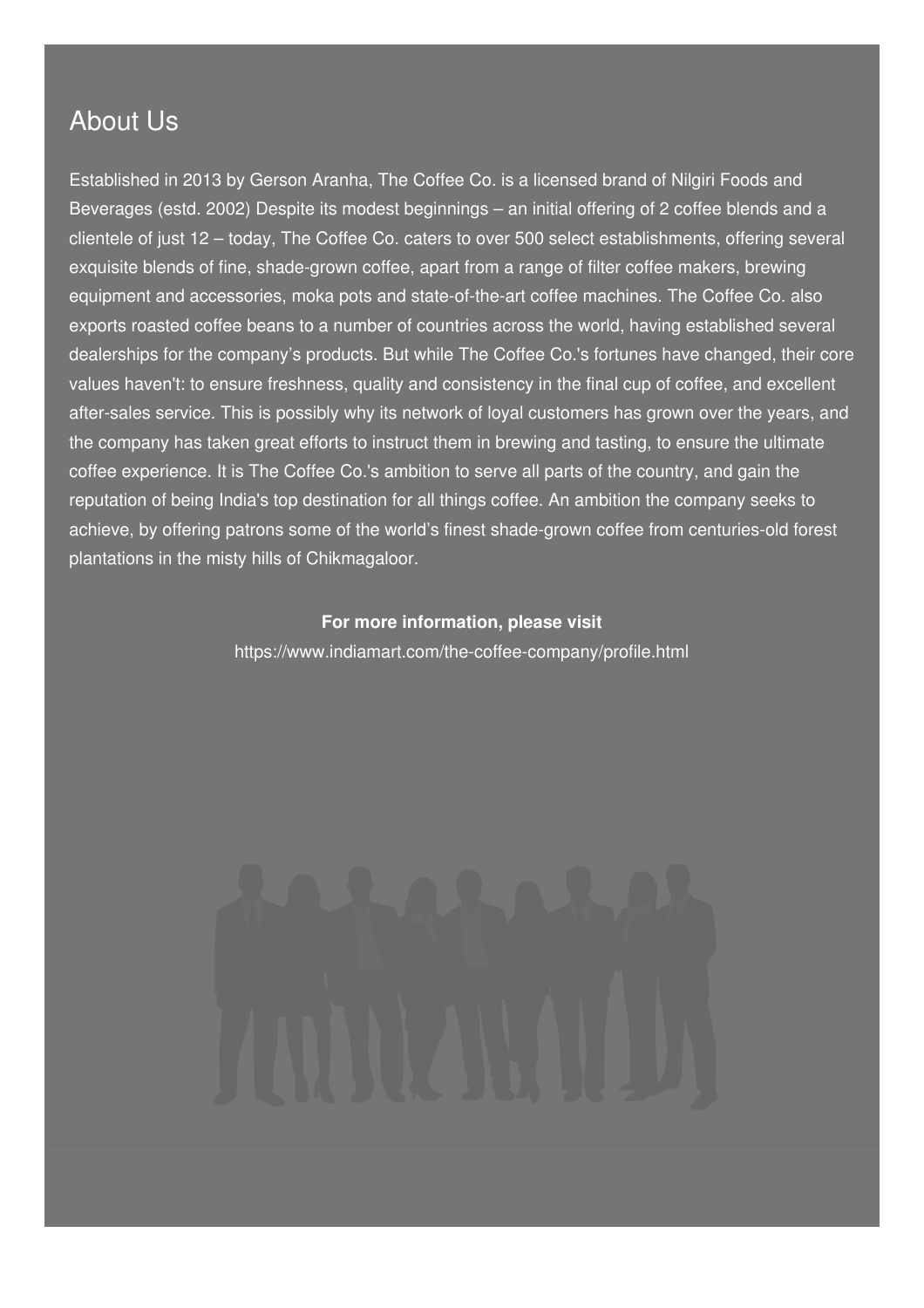## About Us

Established in 2013 by Gerson Aranha, The Coffee Co. is a licensed brand of Nilgiri Foods and Beverages (estd. 2002) Despite its modest beginnings – an initial offering of 2 coffee blends and a clientele of just 12 – today, The Coffee Co. caters to over 500 select establishments, offering several exquisite blends of fine, shade-grown coffee, apart from a range of filter coffee makers, brewing equipment and accessories, moka pots and state-of-the-art coffee machines. The Coffee Co. also exports roasted coffee beans to a number of countries across the world, having established several dealerships for the company's products. But while The Coffee Co.'s fortunes have changed, their core values haven't: to ensure freshness, quality and consistency in the final cup of coffee, and excellent after-sales service. This is possibly why its network of loyal customers has grown over the years, and the company has taken great efforts to instruct them in brewing and tasting, to ensure the ultimate coffee experience. It is The Coffee Co.'s ambition to serve all parts of the country, and gain the reputation of being India's top destination for all things coffee. An ambition the company seeks to achieve, by offering patrons some of the world's finest shade-grown coffee from centuries-old forest plantations in the misty hills of Chikmagaloor.

**For more information, please visit**

https://www.indiamart.com/the-coffee-company/profile.html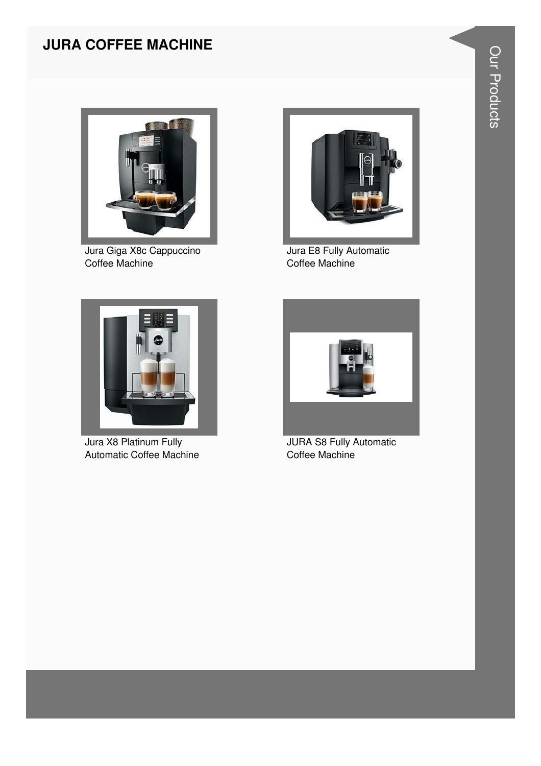## JURA COFFEE MACHINE

Jura Giga X8c Cappuccino Coffee Machine

Jura E8 Fully Automatic Coffee Machine

Jura X8 Platinum Fully Automatic Coffee Machine

JURA S8 Fully Automatic Coffee Machine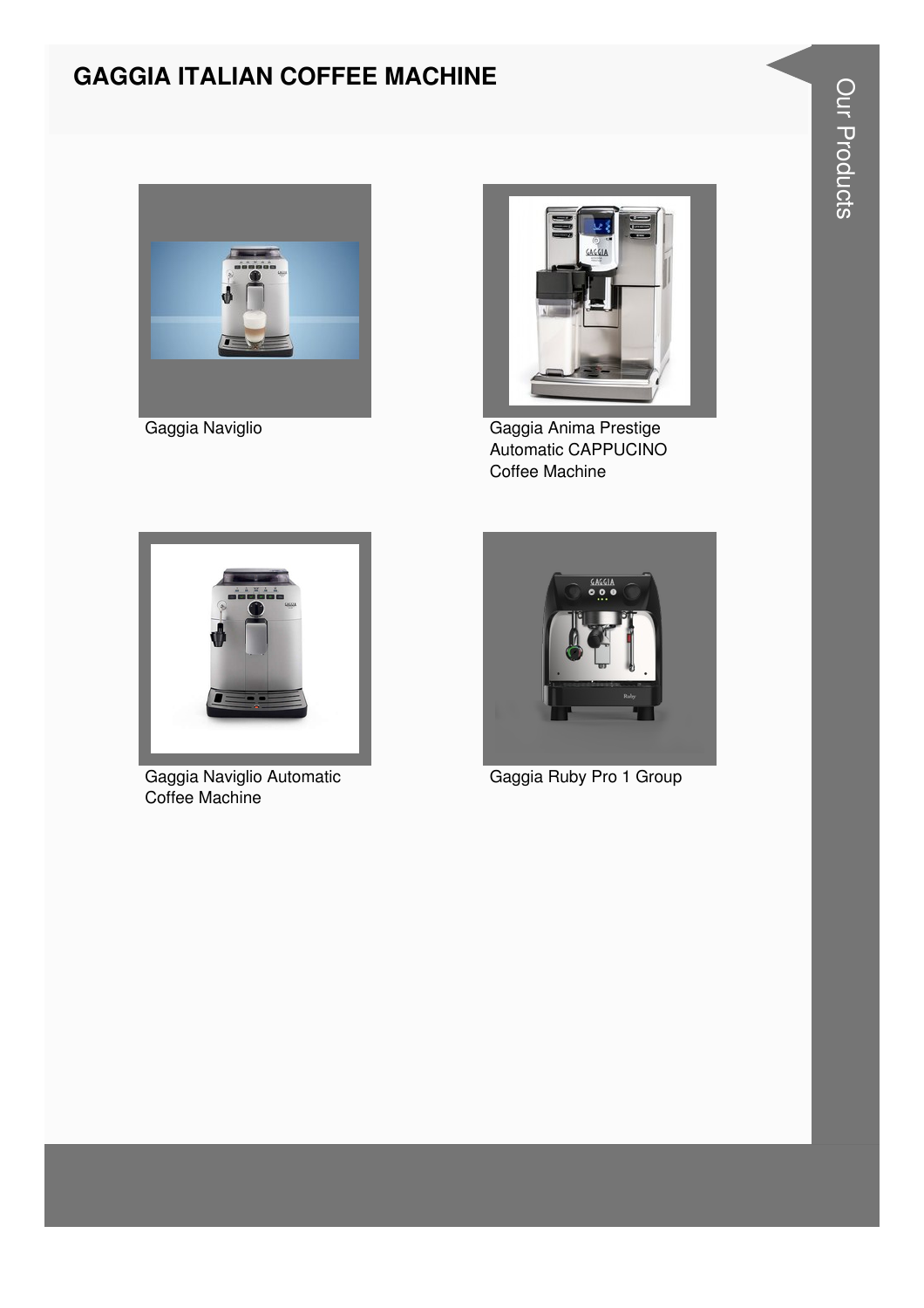# GAGGIA ITALIAN COFFEE MACHINE

Gaggia Naviglio

Gaggia Anima Prestige Automatic CAPPUCINO Coffee Machine

Gaggia Naviglio Automatic Coffee Machine

Gaggia Ruby Pro 1 Group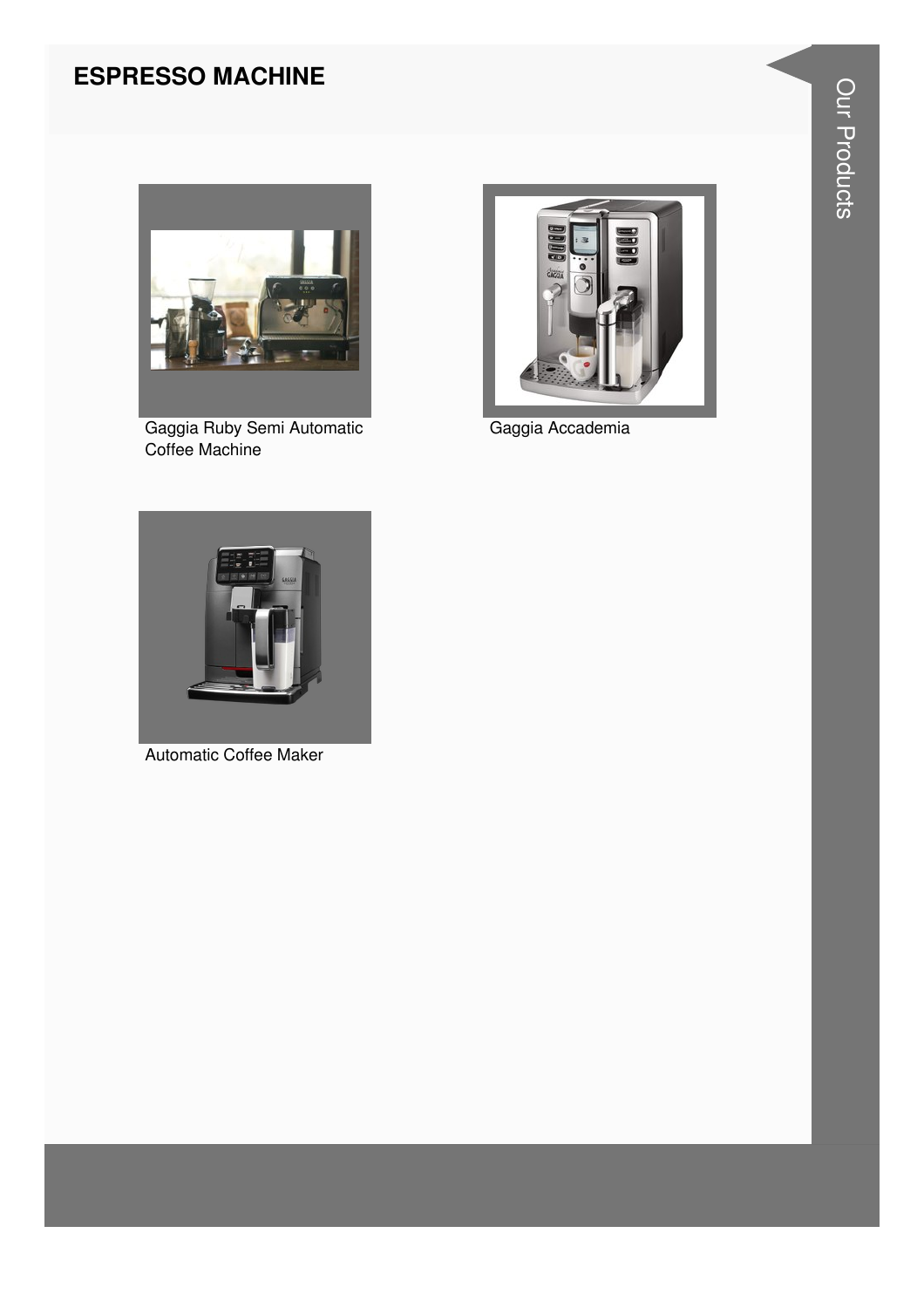# ESPRESSO MACHINE

Gaggia Ruby Semi Automatic Coffee Machine

Gaggia Accademia

Automatic Coffee Maker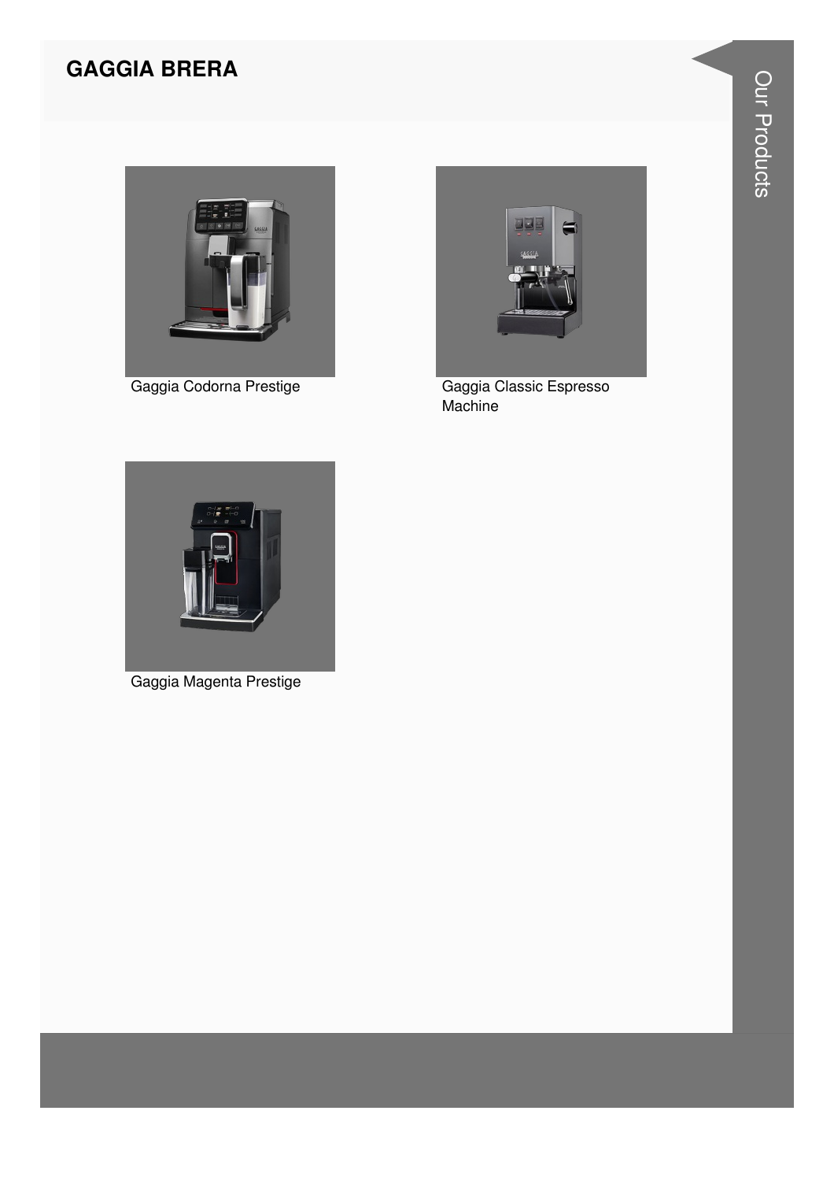# GAGGIA BRERA

Gaggia Codorna Prestige

Gaggia Classic Espresso Machine

Gaggia Magenta Prestige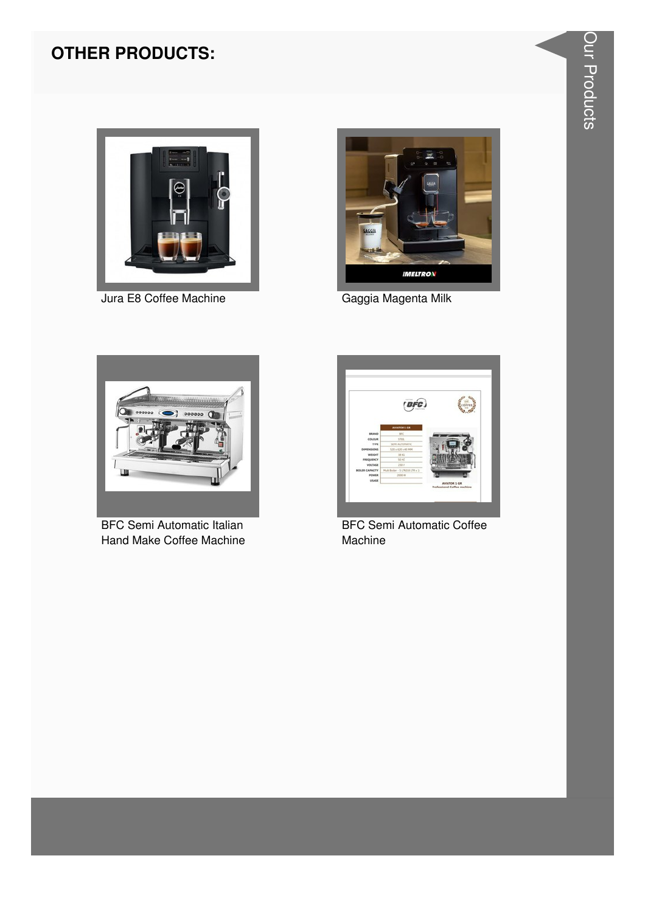## OTHER PRODUCTS:

Jura E8 Coffee Machine

Gaggia Magenta Milk

BFC Semi Automatic Italian Hand Make Coffee Machine

BFC Semi Automatic Coffee Machine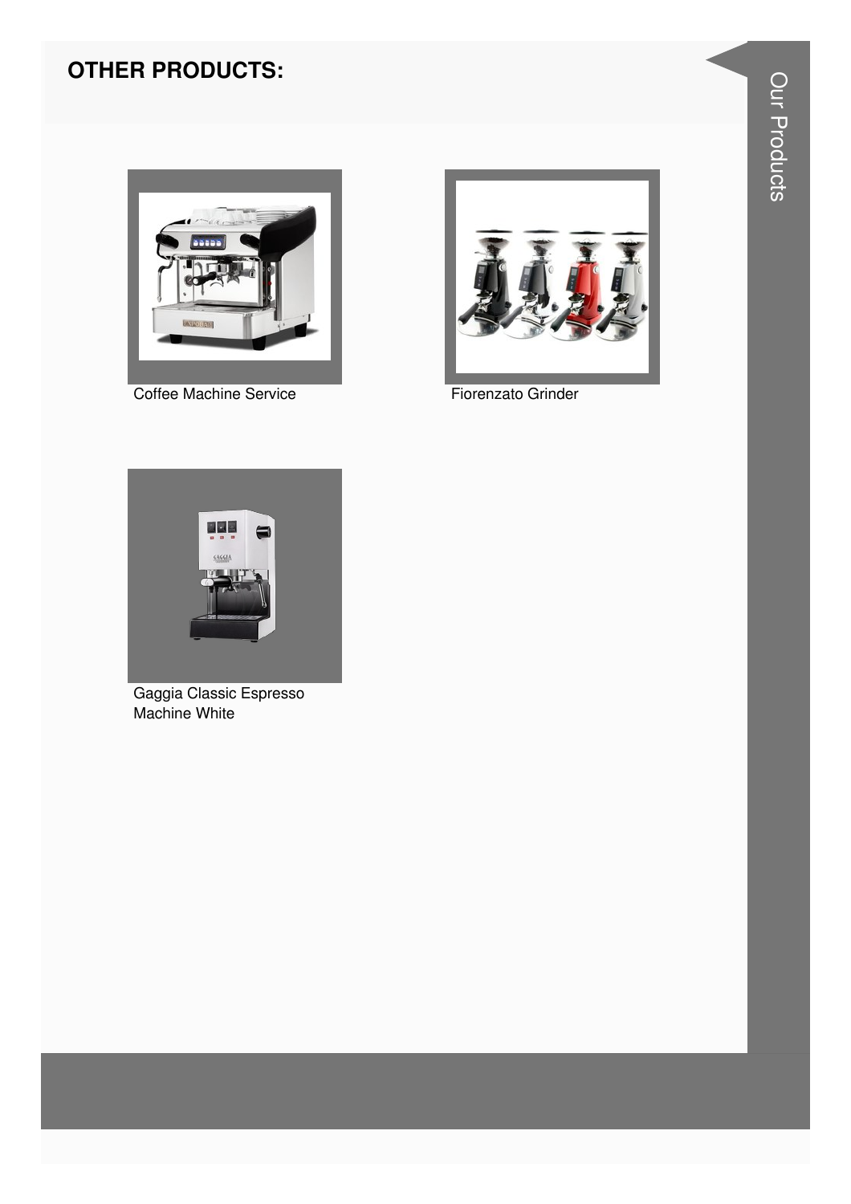## OTHER PRODUCTS:

Coffee Machine Service

Fiorenzato Grinder

Gaggia Classic Espresso Machine White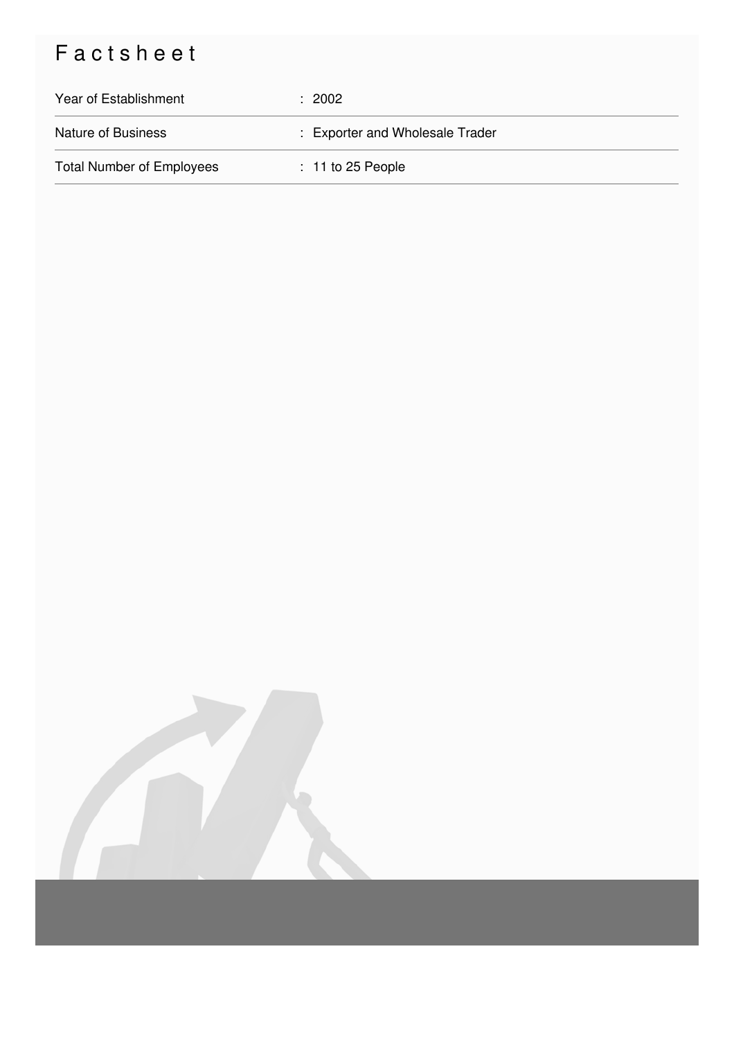# Factsheet

| | |
|---|---|
| Year of Establishment | : 2002 |
| Nature of Business | : Exporter and Wholesale Trader |
| Total Number of Employees | : 11 to 25 People |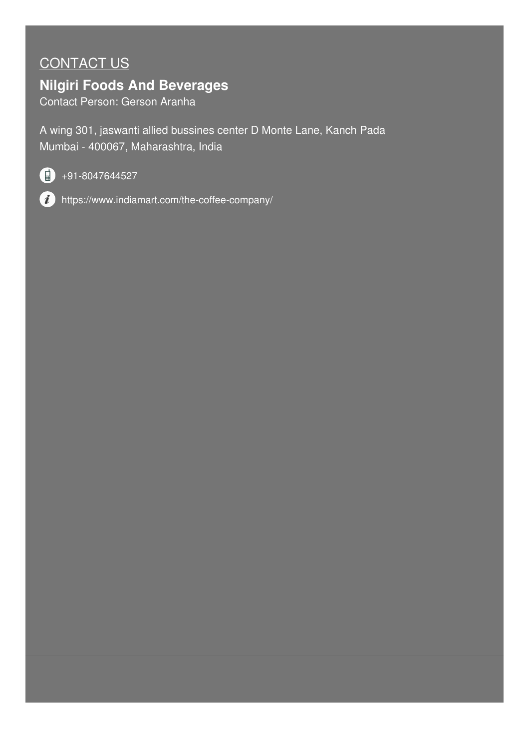## CONTACT US

### Nilgiri Foods And Beverages

Contact Person: Gerson Aranha

A wing 301, jaswanti allied bussines center D Monte Lane, Kanch Pada
Mumbai - 400067, Maharashtra, India

+91-8047644527

https://www.indiamart.com/the-coffee-company/